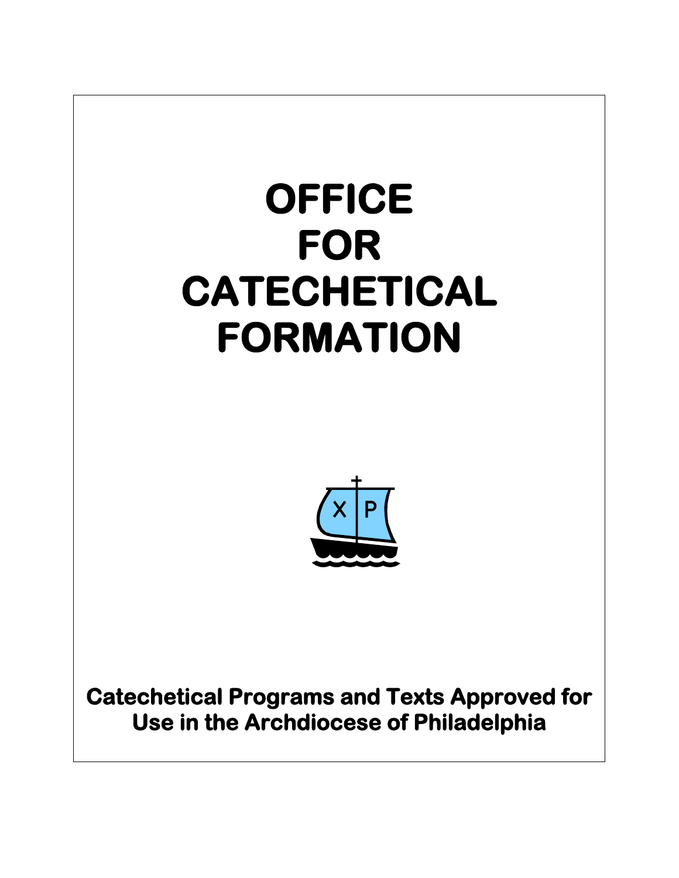# OFFICE FOR CATECHETICAL FORMATION

**Catechetical Programs and Texts Approved for Use in the Archdiocese of Philadelphia**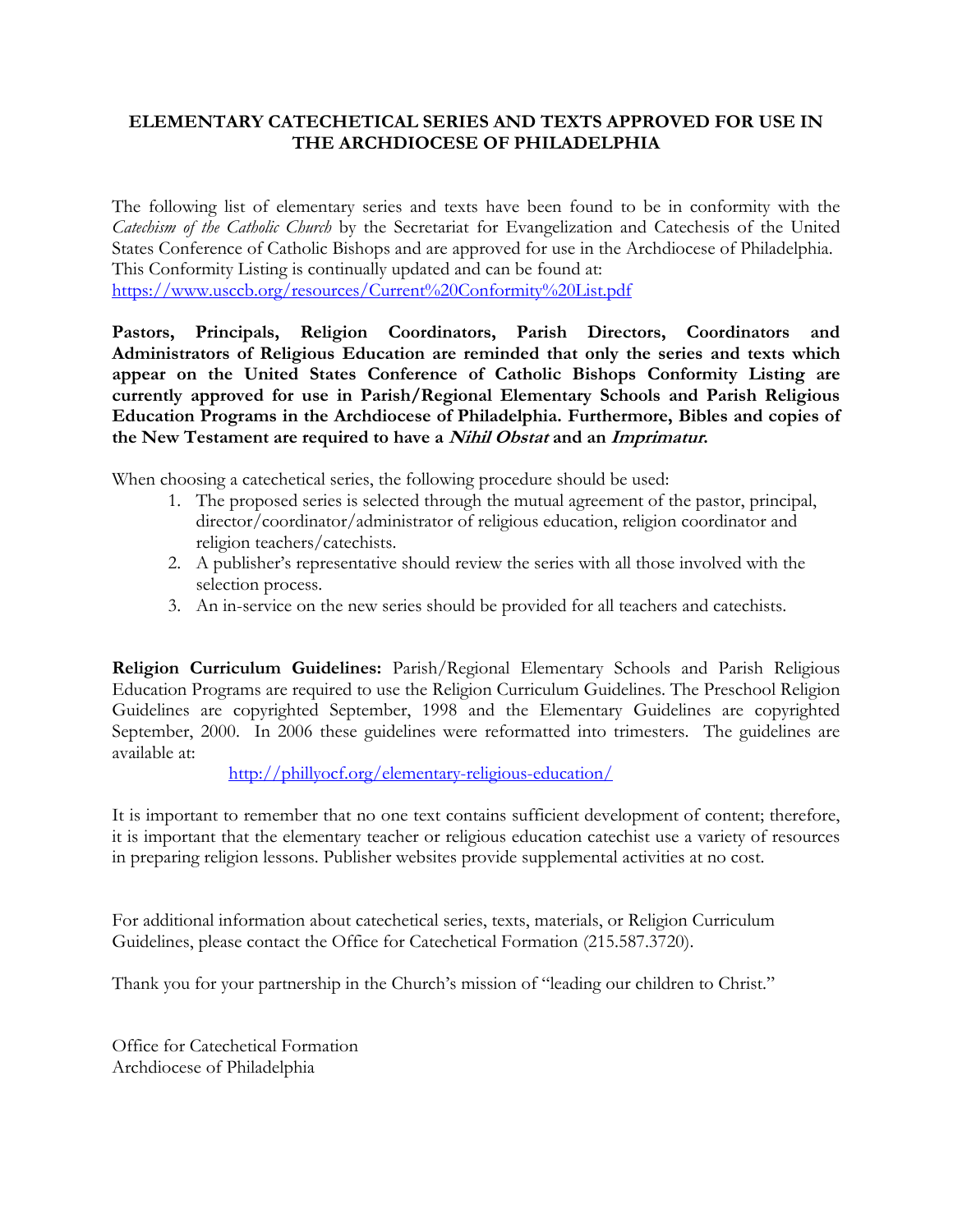## ELEMENTARY CATECHETICAL SERIES AND TEXTS APPROVED FOR USE IN THE ARCHDIOCESE OF PHILADELPHIA

The following list of elementary series and texts have been found to be in conformity with the *Catechism of the Catholic Church* by the Secretariat for Evangelization and Catechesis of the United States Conference of Catholic Bishops and are approved for use in the Archdiocese of Philadelphia. This Conformity Listing is continually updated and can be found at:
https://www.usccb.org/resources/Current%20Conformity%20List.pdf

**Pastors, Principals, Religion Coordinators, Parish Directors, Coordinators and Administrators of Religious Education are reminded that only the series and texts which appear on the United States Conference of Catholic Bishops Conformity Listing are currently approved for use in Parish/Regional Elementary Schools and Parish Religious Education Programs in the Archdiocese of Philadelphia. Furthermore, Bibles and copies of the New Testament are required to have a *Nihil Obstat* and an *Imprimatur*.**

When choosing a catechetical series, the following procedure should be used:

1. The proposed series is selected through the mutual agreement of the pastor, principal, director/coordinator/administrator of religious education, religion coordinator and religion teachers/catechists.
2. A publisher's representative should review the series with all those involved with the selection process.
3. An in-service on the new series should be provided for all teachers and catechists.

**Religion Curriculum Guidelines:** Parish/Regional Elementary Schools and Parish Religious Education Programs are required to use the Religion Curriculum Guidelines. The Preschool Religion Guidelines are copyrighted September, 1998 and the Elementary Guidelines are copyrighted September, 2000. In 2006 these guidelines were reformatted into trimesters. The guidelines are available at:

http://phillyocf.org/elementary-religious-education/

It is important to remember that no one text contains sufficient development of content; therefore, it is important that the elementary teacher or religious education catechist use a variety of resources in preparing religion lessons. Publisher websites provide supplemental activities at no cost.

For additional information about catechetical series, texts, materials, or Religion Curriculum Guidelines, please contact the Office for Catechetical Formation (215.587.3720).

Thank you for your partnership in the Church's mission of "leading our children to Christ."

Office for Catechetical Formation
Archdiocese of Philadelphia